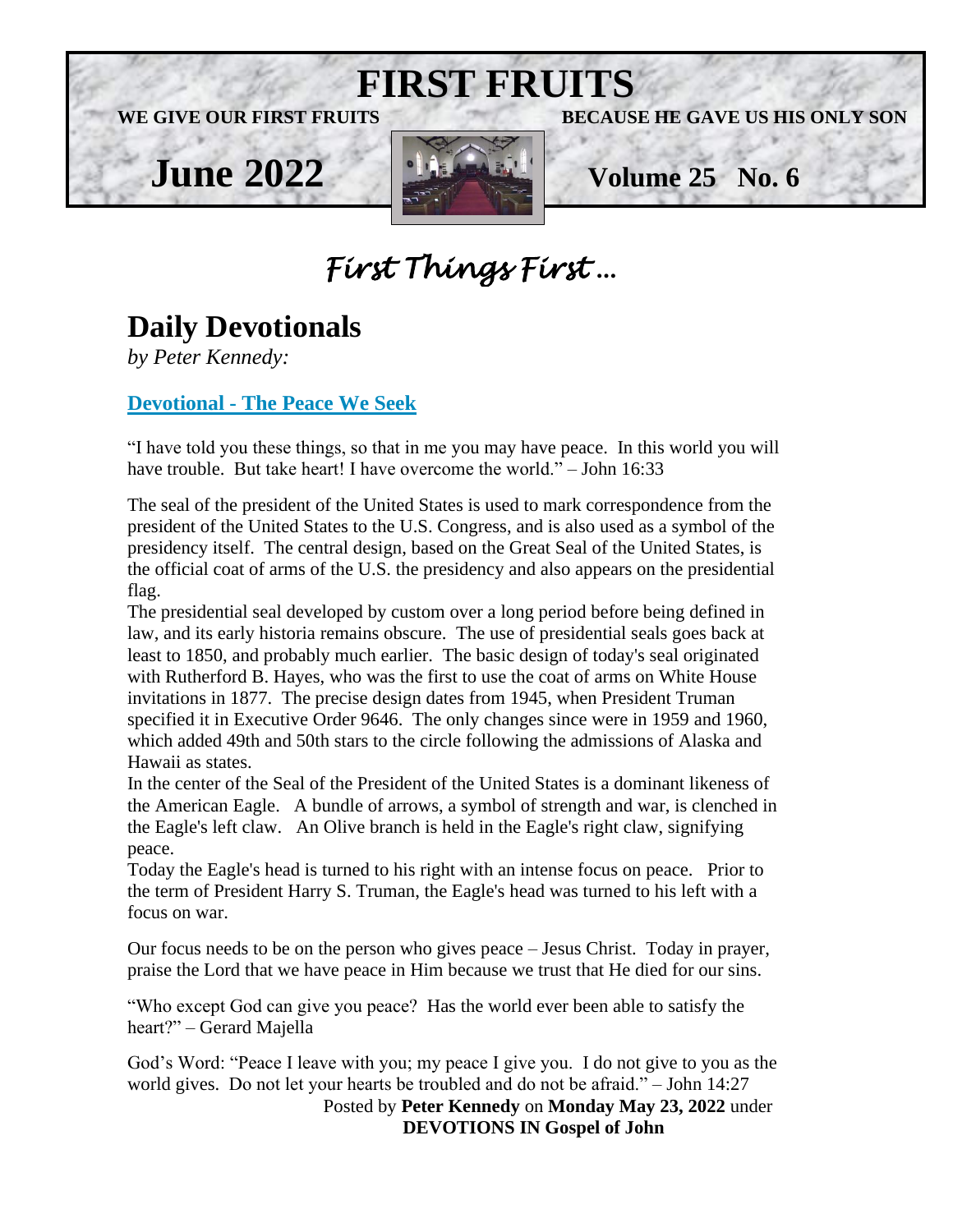# FIRST FRUITS

**WE GIVE OUR FIRST FRUITS BECAUSE HE GAVE US HIS ONLY SON**

**June 2022** **Volume 25 No. 6**

## *First Things First …*

## Daily Devotionals

*by Peter Kennedy:*

### Devotional - The Peace We Seek

"I have told you these things, so that in me you may have peace. In this world you will have trouble. But take heart! I have overcome the world." – John 16:33

The seal of the president of the United States is used to mark correspondence from the president of the United States to the U.S. Congress, and is also used as a symbol of the presidency itself. The central design, based on the Great Seal of the United States, is the official coat of arms of the U.S. the presidency and also appears on the presidential flag.

The presidential seal developed by custom over a long period before being defined in law, and its early historia remains obscure. The use of presidential seals goes back at least to 1850, and probably much earlier. The basic design of today's seal originated with Rutherford B. Hayes, who was the first to use the coat of arms on White House invitations in 1877. The precise design dates from 1945, when President Truman specified it in Executive Order 9646. The only changes since were in 1959 and 1960, which added 49th and 50th stars to the circle following the admissions of Alaska and Hawaii as states.

In the center of the Seal of the President of the United States is a dominant likeness of the American Eagle. A bundle of arrows, a symbol of strength and war, is clenched in the Eagle's left claw. An Olive branch is held in the Eagle's right claw, signifying peace.

Today the Eagle's head is turned to his right with an intense focus on peace. Prior to the term of President Harry S. Truman, the Eagle's head was turned to his left with a focus on war.

Our focus needs to be on the person who gives peace – Jesus Christ. Today in prayer, praise the Lord that we have peace in Him because we trust that He died for our sins.

"Who except God can give you peace? Has the world ever been able to satisfy the heart?" – Gerard Majella

God's Word: "Peace I leave with you; my peace I give you. I do not give to you as the world gives. Do not let your hearts be troubled and do not be afraid." – John 14:27

Posted by **Peter Kennedy** on **Monday May 23, 2022** under **DEVOTIONS IN Gospel of John**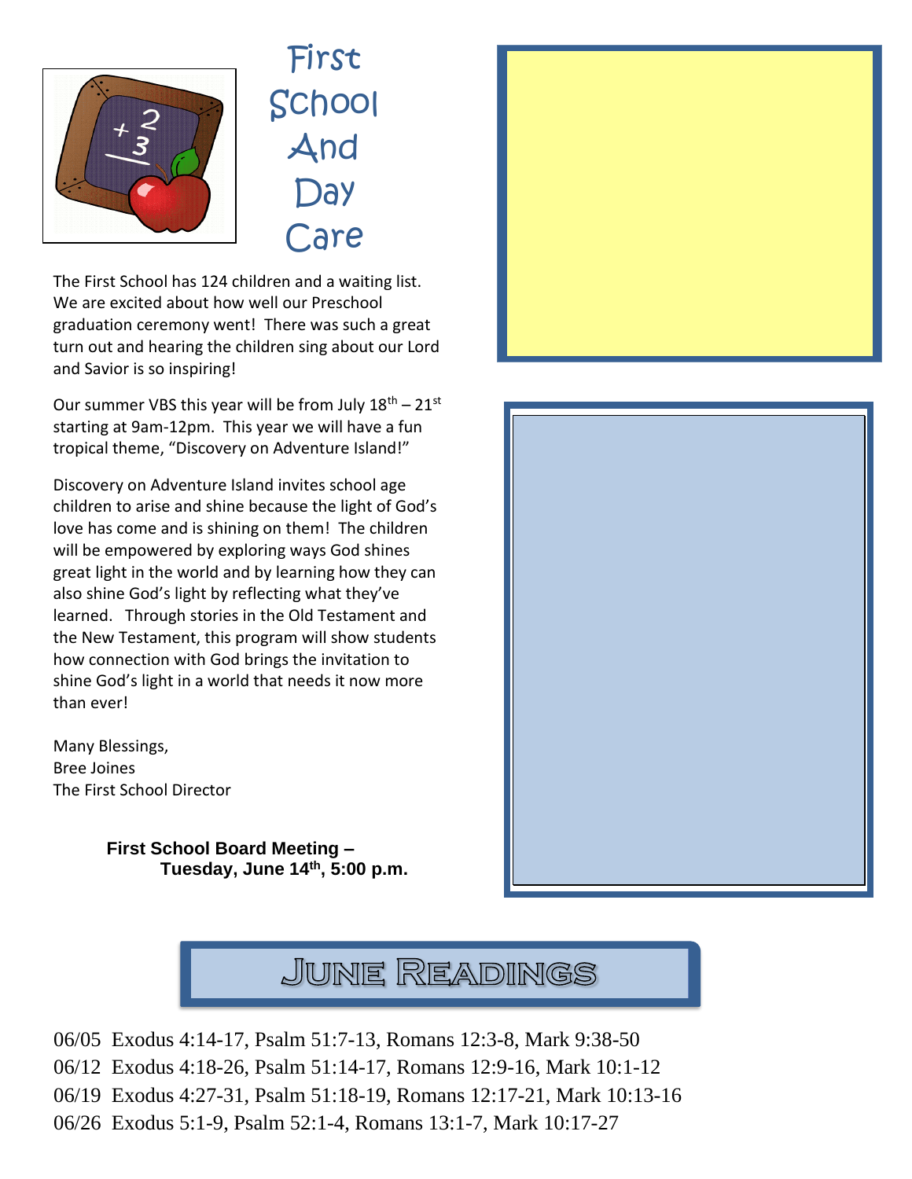# First School And Day Care

The First School has 124 children and a waiting list. We are excited about how well our Preschool graduation ceremony went! There was such a great turn out and hearing the children sing about our Lord and Savior is so inspiring!

Our summer VBS this year will be from July 18th – 21st starting at 9am-12pm. This year we will have a fun tropical theme, "Discovery on Adventure Island!"

Discovery on Adventure Island invites school age children to arise and shine because the light of God's love has come and is shining on them! The children will be empowered by exploring ways God shines great light in the world and by learning how they can also shine God's light by reflecting what they've learned. Through stories in the Old Testament and the New Testament, this program will show students how connection with God brings the invitation to shine God's light in a world that needs it now more than ever!

Many Blessings,
Bree Joines
The First School Director

**First School Board Meeting –
Tuesday, June 14th, 5:00 p.m.**

## June Readings

06/05 Exodus 4:14-17, Psalm 51:7-13, Romans 12:3-8, Mark 9:38-50
06/12 Exodus 4:18-26, Psalm 51:14-17, Romans 12:9-16, Mark 10:1-12
06/19 Exodus 4:27-31, Psalm 51:18-19, Romans 12:17-21, Mark 10:13-16
06/26 Exodus 5:1-9, Psalm 52:1-4, Romans 13:1-7, Mark 10:17-27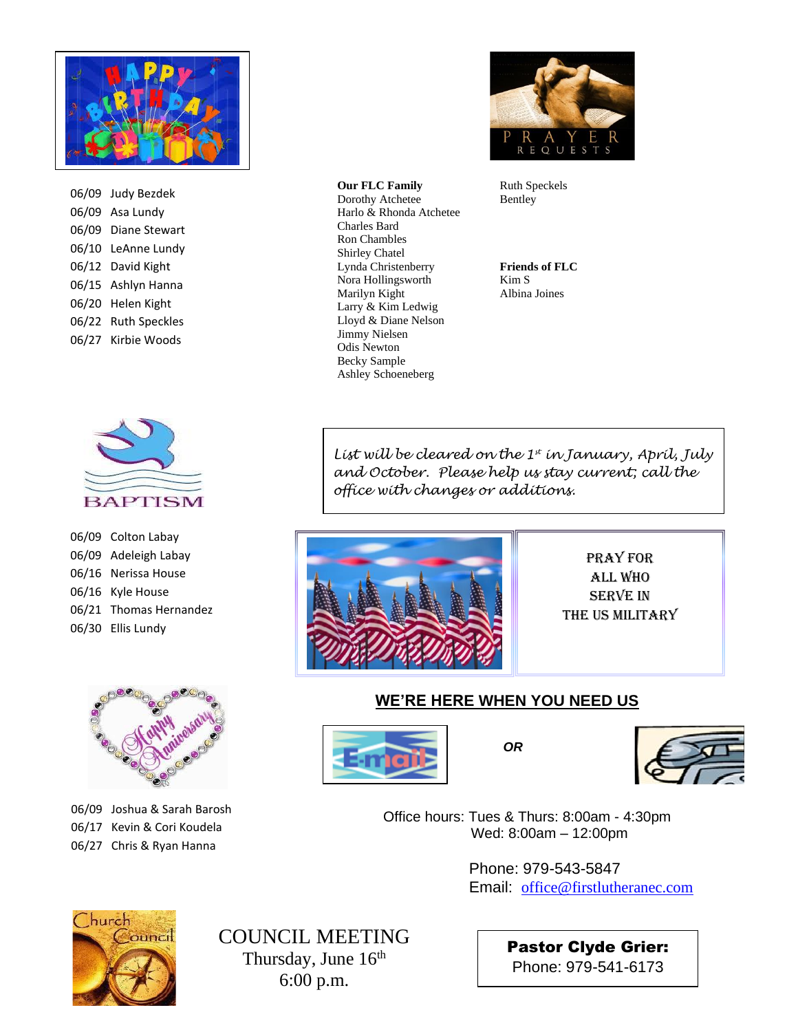## Happy Birthday

- 06/09 Judy Bezdek
- 06/09 Asa Lundy
- 06/09 Diane Stewart
- 06/10 LeAnne Lundy
- 06/12 David Kight
- 06/15 Ashlyn Hanna
- 06/20 Helen Kight
- 06/22 Ruth Speckles
- 06/27 Kirbie Woods

## Prayer Requests

**Our FLC Family**
Dorothy Atchetee
Harlo & Rhonda Atchetee
Charles Bard
Ron Chambles
Shirley Chatel
Lynda Christenberry
Nora Hollingsworth
Marilyn Kight
Larry & Kim Ledwig
Lloyd & Diane Nelson
Jimmy Nielsen
Odis Newton
Becky Sample
Ashley Schoeneberg
Ruth Speckels
Bentley

**Friends of FLC**
Kim S
Albina Joines

*List will be cleared on the 1st in January, April, July and October. Please help us stay current; call the office with changes or additions.*

## Baptism

- 06/09 Colton Labay
- 06/09 Adeleigh Labay
- 06/16 Nerissa House
- 06/16 Kyle House
- 06/21 Thomas Hernandez
- 06/30 Ellis Lundy

PRAY FOR
ALL WHO
SERVE IN
THE US MILITARY

## Happy Anniversary

- 06/09 Joshua & Sarah Barosh
- 06/17 Kevin & Cori Koudela
- 06/27 Chris & Ryan Hanna

## WE'RE HERE WHEN YOU NEED US

E-mail *OR*

Office hours: Tues & Thurs: 8:00am - 4:30pm
Wed: 8:00am – 12:00pm

Phone: 979-543-5847
Email: office@firstlutheranec.com

## Church Council

COUNCIL MEETING
Thursday, June 16th
6:00 p.m.

**Pastor Clyde Grier:**
Phone: 979-541-6173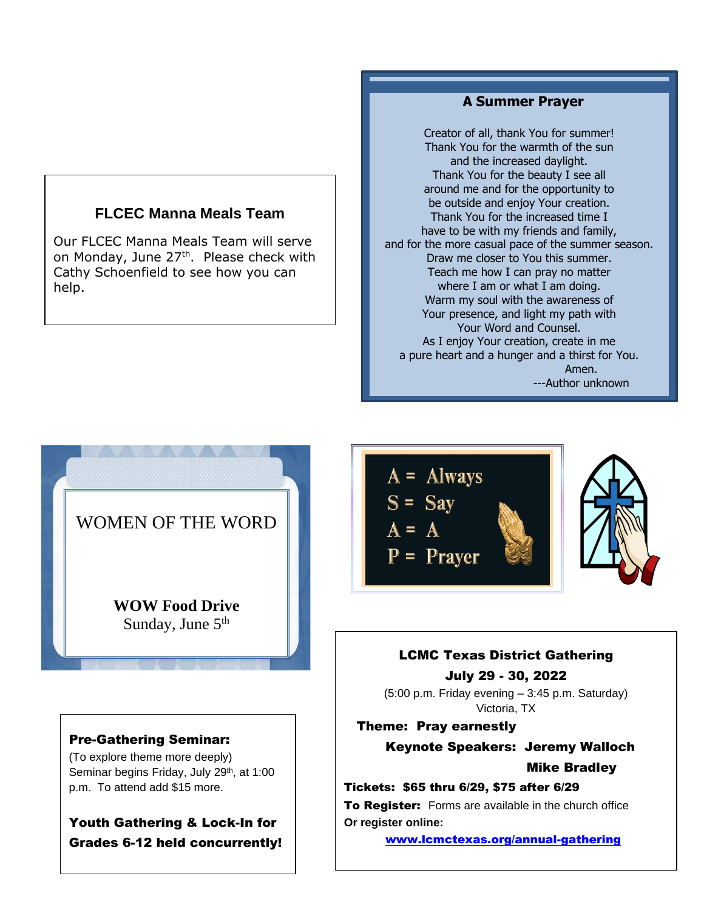## FLCEC Manna Meals Team

Our FLCEC Manna Meals Team will serve on Monday, June 27th. Please check with Cathy Schoenfield to see how you can help.

## A Summer Prayer

Creator of all, thank You for summer!
Thank You for the warmth of the sun
and the increased daylight.
Thank You for the beauty I see all
around me and for the opportunity to
be outside and enjoy Your creation.
Thank You for the increased time I
have to be with my friends and family,
and for the more casual pace of the summer season.
Draw me closer to You this summer.
Teach me how I can pray no matter
where I am or what I am doing.
Warm my soul with the awareness of
Your presence, and light my path with
Your Word and Counsel.
As I enjoy Your creation, create in me
a pure heart and a hunger and a thirst for You.
Amen.
---Author unknown

## WOMEN OF THE WORD

**WOW Food Drive**
Sunday, June 5th

A = Always
S = Say
A = A
P = Prayer

## LCMC Texas District Gathering

**July 29 - 30, 2022**

(5:00 p.m. Friday evening – 3:45 p.m. Saturday)
Victoria, TX

**Theme: Pray earnestly**

**Keynote Speakers: Jeremy Walloch**
**Mike Bradley**

**Tickets: $65 thru 6/29, $75 after 6/29**

**To Register:** Forms are available in the church office

**Or register online:**

[www.lcmctexas.org/annual-gathering](http://www.lcmctexas.org/annual-gathering)

**Pre-Gathering Seminar:**
(To explore theme more deeply)
Seminar begins Friday, July 29th, at 1:00 p.m. To attend add $15 more.

**Youth Gathering & Lock-In for Grades 6-12 held concurrently!**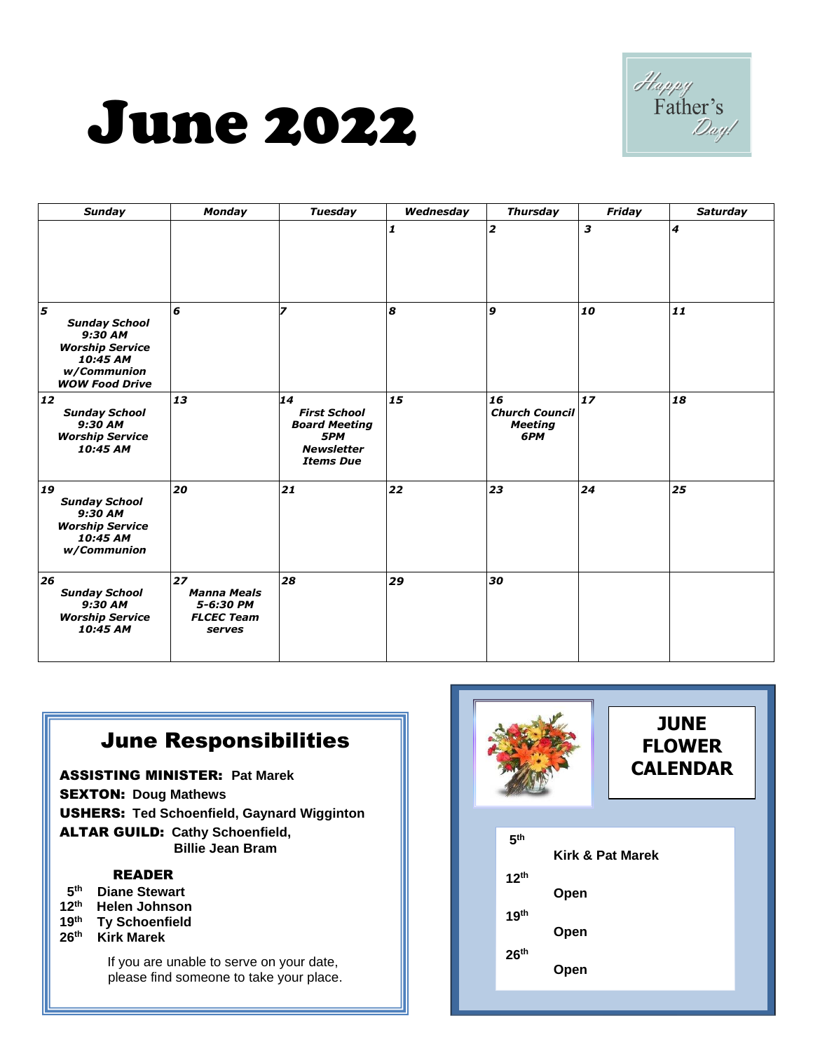# June 2022

Happy Father's Day!

| Sunday | Monday | Tuesday | Wednesday | Thursday | Friday | Saturday |
|---|---|---|---|---|---|---|
| | | | 1 | 2 | 3 | 4 |
| 5 Sunday School 9:30 AM Worship Service 10:45 AM w/Communion WOW Food Drive | 6 | 7 | 8 | 9 | 10 | 11 |
| 12 Sunday School 9:30 AM Worship Service 10:45 AM | 13 | 14 First School Board Meeting 5PM Newsletter Items Due | 15 | 16 Church Council Meeting 6PM | 17 | 18 |
| 19 Sunday School 9:30 AM Worship Service 10:45 AM w/Communion | 20 | 21 | 22 | 23 | 24 | 25 |
| 26 Sunday School 9:30 AM Worship Service 10:45 AM | 27 Manna Meals 5-6:30 PM FLCEC Team serves | 28 | 29 | 30 | | |

## June Responsibilities

**ASSISTING MINISTER:** Pat Marek
**SEXTON:** Doug Mathews
**USHERS:** Ted Schoenfield, Gaynard Wigginton
**ALTAR GUILD:** Cathy Schoenfield, Billie Jean Bram

### READER

- 5th Diane Stewart
- 12th Helen Johnson
- 19th Ty Schoenfield
- 26th Kirk Marek

If you are unable to serve on your date, please find someone to take your place.

## JUNE FLOWER CALENDAR

- 5th Kirk & Pat Marek
- 12th Open
- 19th Open
- 26th Open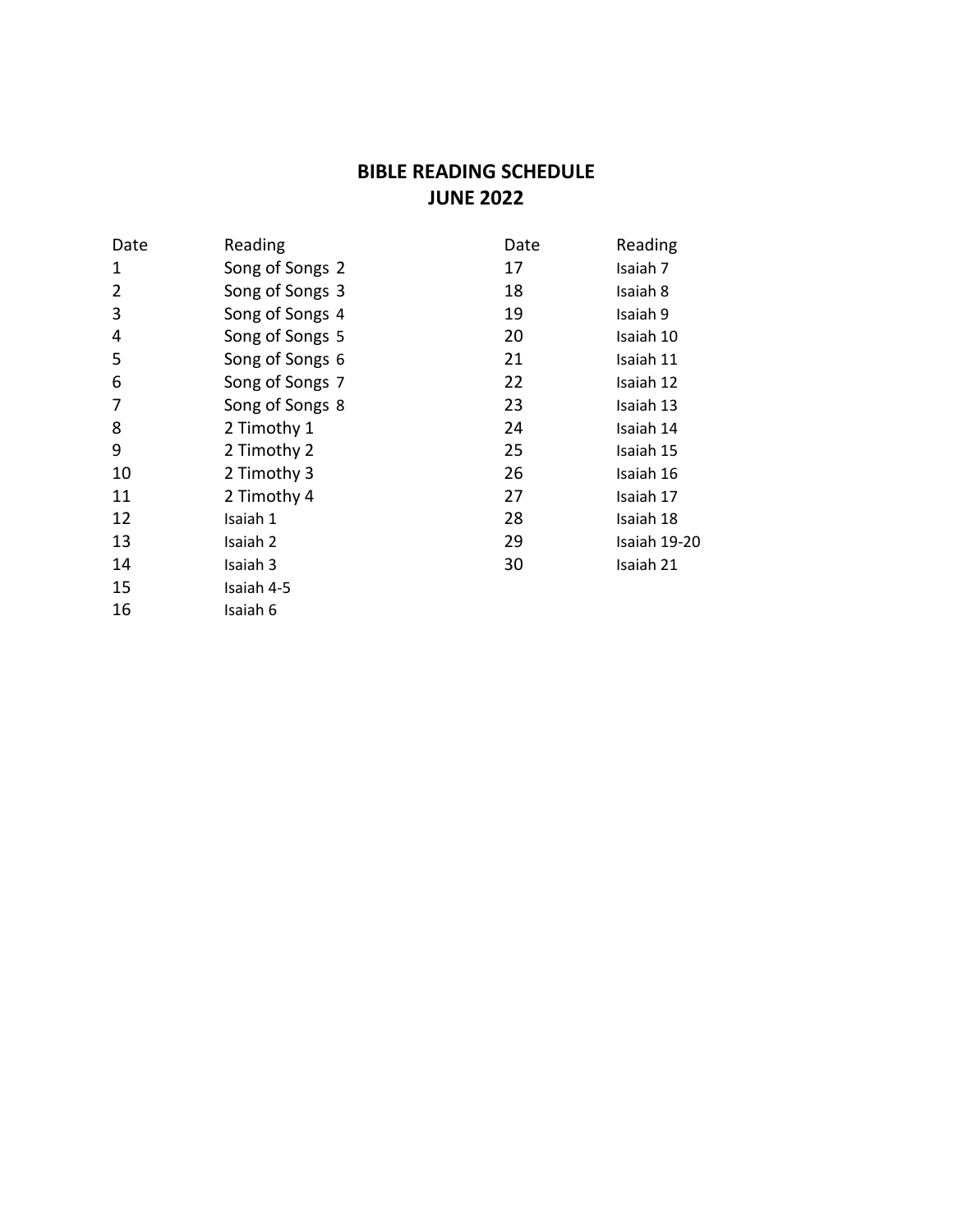# BIBLE READING SCHEDULE
# JUNE 2022

| Date | Reading | Date | Reading |
|---|---|---|---|
| 1 | Song of Songs 2 | 17 | Isaiah 7 |
| 2 | Song of Songs 3 | 18 | Isaiah 8 |
| 3 | Song of Songs 4 | 19 | Isaiah 9 |
| 4 | Song of Songs 5 | 20 | Isaiah 10 |
| 5 | Song of Songs 6 | 21 | Isaiah 11 |
| 6 | Song of Songs 7 | 22 | Isaiah 12 |
| 7 | Song of Songs 8 | 23 | Isaiah 13 |
| 8 | 2 Timothy 1 | 24 | Isaiah 14 |
| 9 | 2 Timothy 2 | 25 | Isaiah 15 |
| 10 | 2 Timothy 3 | 26 | Isaiah 16 |
| 11 | 2 Timothy 4 | 27 | Isaiah 17 |
| 12 | Isaiah 1 | 28 | Isaiah 18 |
| 13 | Isaiah 2 | 29 | Isaiah 19-20 |
| 14 | Isaiah 3 | 30 | Isaiah 21 |
| 15 | Isaiah 4-5 | | |
| 16 | Isaiah 6 | | |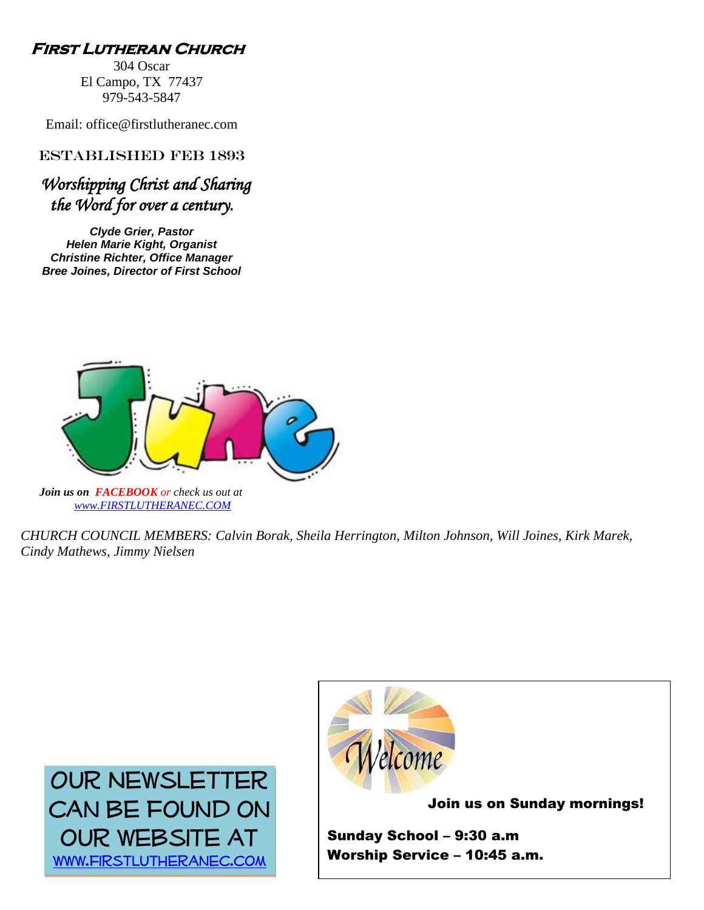**First Lutheran Church**

304 Oscar
El Campo, TX 77437
979-543-5847

Email: office@firstlutheranec.com

ESTABLISHED FEB 1893

*Worshipping Christ and Sharing the Word for over a century.*

***Clyde Grier, Pastor***
***Helen Marie Kight, Organist***
***Christine Richter, Office Manager***
***Bree Joines, Director of First School***

June

***Join us on*** ***FACEBOOK*** *or check us out at* [*www.FIRSTLUTHERANEC.COM*](http://www.FIRSTLUTHERANEC.COM)

*CHURCH COUNCIL MEMBERS: Calvin Borak, Sheila Herrington, Milton Johnson, Will Joines, Kirk Marek, Cindy Mathews, Jimmy Nielsen*

OUR NEWSLETTER CAN BE FOUND ON OUR WEBSITE AT [WWW.FIRSTLUTHERANEC.COM](http://WWW.FIRSTLUTHERANEC.COM)

Welcome

**Join us on Sunday mornings!**

**Sunday School – 9:30 a.m**
**Worship Service – 10:45 a.m.**